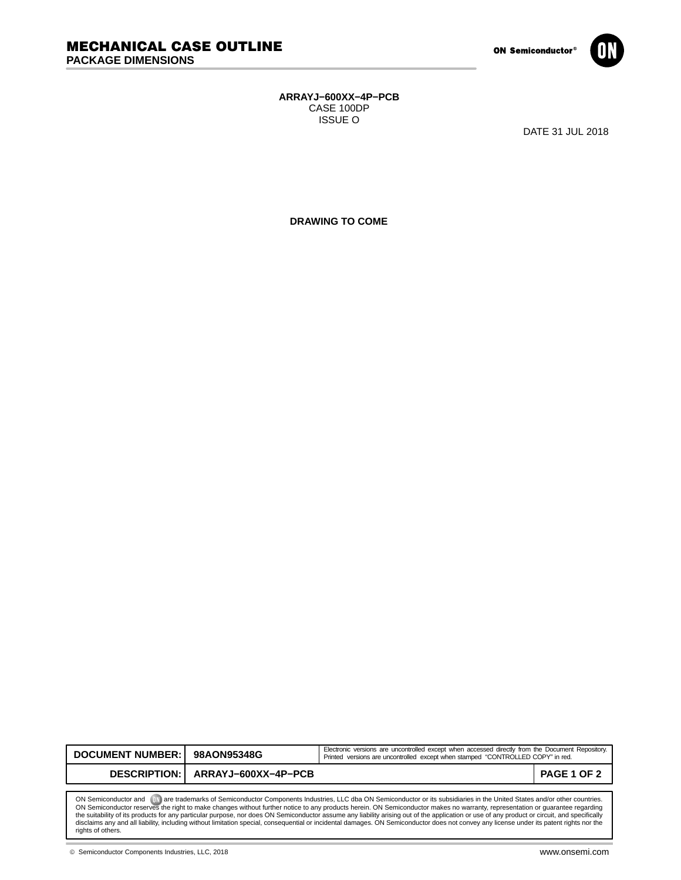# MECHANICAL CASE OUTLINE

## PACKAGE DIMENSIONS

**ARRAYJ−600XX−4P−PCB**
CASE 100DP
ISSUE O

DATE 31 JUL 2018

**DRAWING TO COME**

| DOCUMENT NUMBER: | 98AON95348G | Electronic versions are uncontrolled except when accessed directly from the Document Repository. Printed versions are uncontrolled except when stamped "CONTROLLED COPY" in red. |
|---|---|---|
| DESCRIPTION: | ARRAYJ−600XX−4P−PCB | PAGE 1 OF 2 |

ON Semiconductor and ON are trademarks of Semiconductor Components Industries, LLC dba ON Semiconductor or its subsidiaries in the United States and/or other countries. ON Semiconductor reserves the right to make changes without further notice to any products herein. ON Semiconductor makes no warranty, representation or guarantee regarding the suitability of its products for any particular purpose, nor does ON Semiconductor assume any liability arising out of the application or use of any product or circuit, and specifically disclaims any and all liability, including without limitation special, consequential or incidental damages. ON Semiconductor does not convey any license under its patent rights nor the rights of others.

© Semiconductor Components Industries, LLC, 2018

www.onsemi.com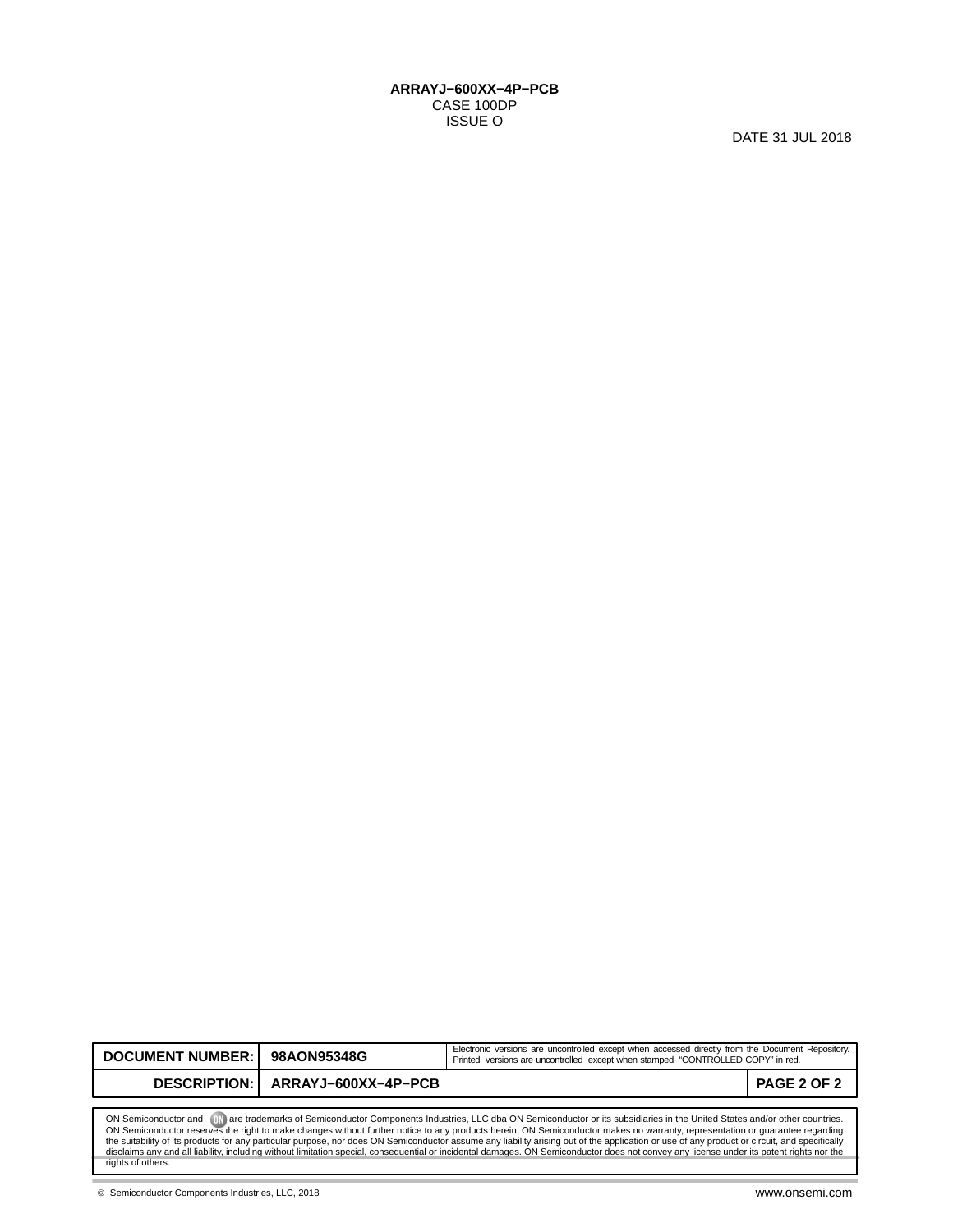**ARRAYJ−600XX−4P−PCB**
CASE 100DP
ISSUE O

DATE 31 JUL 2018

| | | |
|---|---|---|
| **DOCUMENT NUMBER:** | **98AON95348G** | Electronic versions are uncontrolled except when accessed directly from the Document Repository. Printed versions are uncontrolled except when stamped "CONTROLLED COPY" in red. |
| **DESCRIPTION:** | **ARRAYJ−600XX−4P−PCB** | **PAGE 2 OF 2** |

ON Semiconductor and ON are trademarks of Semiconductor Components Industries, LLC dba ON Semiconductor or its subsidiaries in the United States and/or other countries. ON Semiconductor reserves the right to make changes without further notice to any products herein. ON Semiconductor makes no warranty, representation or guarantee regarding the suitability of its products for any particular purpose, nor does ON Semiconductor assume any liability arising out of the application or use of any product or circuit, and specifically disclaims any and all liability, including without limitation special, consequential or incidental damages. ON Semiconductor does not convey any license under its patent rights nor the rights of others.

© Semiconductor Components Industries, LLC, 2018

www.onsemi.com